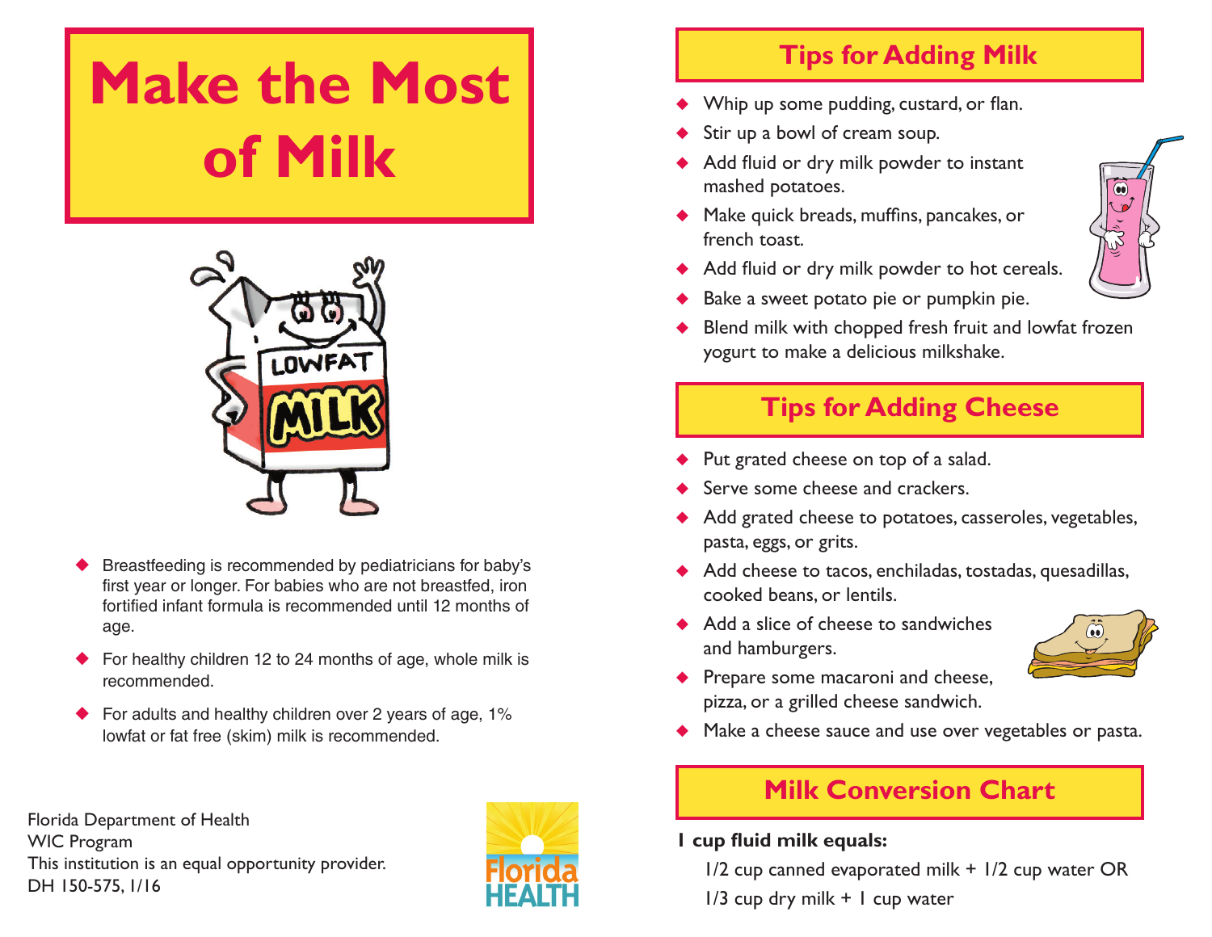# Make the Most of Milk

- Breastfeeding is recommended by pediatricians for baby's first year or longer. For babies who are not breastfed, iron fortified infant formula is recommended until 12 months of age.
- For healthy children 12 to 24 months of age, whole milk is recommended.
- For adults and healthy children over 2 years of age, 1% lowfat or fat free (skim) milk is recommended.

Florida Department of Health
WIC Program
This institution is an equal opportunity provider.
DH 150-575, 1/16

## Tips for Adding Milk

- Whip up some pudding, custard, or flan.
- Stir up a bowl of cream soup.
- Add fluid or dry milk powder to instant mashed potatoes.
- Make quick breads, muffins, pancakes, or french toast.
- Add fluid or dry milk powder to hot cereals.
- Bake a sweet potato pie or pumpkin pie.
- Blend milk with chopped fresh fruit and lowfat frozen yogurt to make a delicious milkshake.

## Tips for Adding Cheese

- Put grated cheese on top of a salad.
- Serve some cheese and crackers.
- Add grated cheese to potatoes, casseroles, vegetables, pasta, eggs, or grits.
- Add cheese to tacos, enchiladas, tostadas, quesadillas, cooked beans, or lentils.
- Add a slice of cheese to sandwiches and hamburgers.
- Prepare some macaroni and cheese, pizza, or a grilled cheese sandwich.
- Make a cheese sauce and use over vegetables or pasta.

## Milk Conversion Chart

**1 cup fluid milk equals:**

1/2 cup canned evaporated milk + 1/2 cup water OR

1/3 cup dry milk + 1 cup water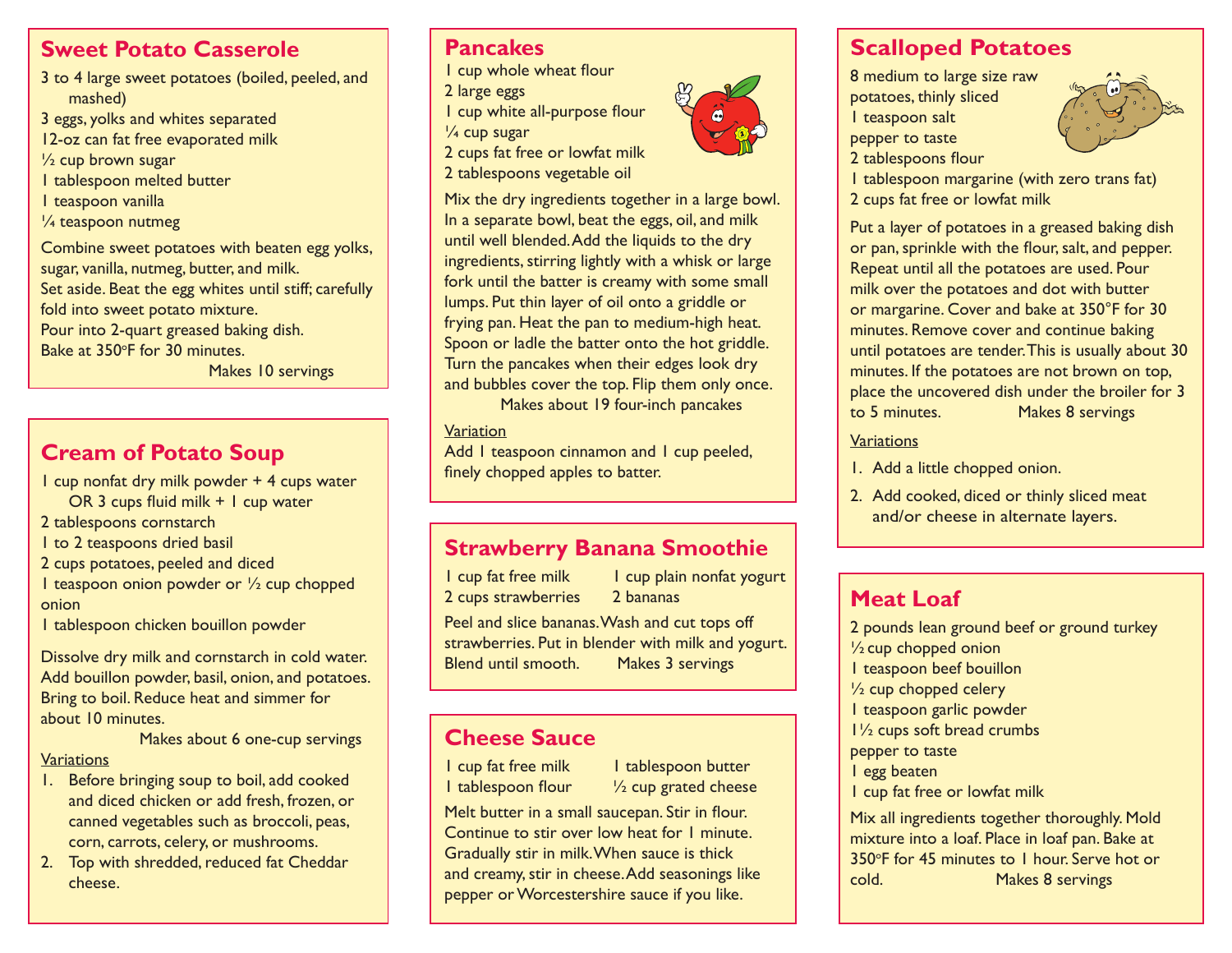## Sweet Potato Casserole

3 to 4 large sweet potatoes (boiled, peeled, and mashed)
3 eggs, yolks and whites separated
12-oz can fat free evaporated milk
½ cup brown sugar
1 tablespoon melted butter
1 teaspoon vanilla
¼ teaspoon nutmeg

Combine sweet potatoes with beaten egg yolks, sugar, vanilla, nutmeg, butter, and milk. Set aside. Beat the egg whites until stiff; carefully fold into sweet potato mixture. Pour into 2-quart greased baking dish. Bake at 350°F for 30 minutes.

Makes 10 servings

## Cream of Potato Soup

1 cup nonfat dry milk powder + 4 cups water OR 3 cups fluid milk + 1 cup water
2 tablespoons cornstarch
1 to 2 teaspoons dried basil
2 cups potatoes, peeled and diced
1 teaspoon onion powder or ½ cup chopped onion
1 tablespoon chicken bouillon powder

Dissolve dry milk and cornstarch in cold water. Add bouillon powder, basil, onion, and potatoes. Bring to boil. Reduce heat and simmer for about 10 minutes.

Makes about 6 one-cup servings

Variations

1. Before bringing soup to boil, add cooked and diced chicken or add fresh, frozen, or canned vegetables such as broccoli, peas, corn, carrots, celery, or mushrooms.
2. Top with shredded, reduced fat Cheddar cheese.

## Pancakes

1 cup whole wheat flour
2 large eggs
1 cup white all-purpose flour
¼ cup sugar
2 cups fat free or lowfat milk
2 tablespoons vegetable oil

Mix the dry ingredients together in a large bowl. In a separate bowl, beat the eggs, oil, and milk until well blended. Add the liquids to the dry ingredients, stirring lightly with a whisk or large fork until the batter is creamy with some small lumps. Put thin layer of oil onto a griddle or frying pan. Heat the pan to medium-high heat. Spoon or ladle the batter onto the hot griddle. Turn the pancakes when their edges look dry and bubbles cover the top. Flip them only once.

Makes about 19 four-inch pancakes

Variation

Add 1 teaspoon cinnamon and 1 cup peeled, finely chopped apples to batter.

## Strawberry Banana Smoothie

1 cup fat free milk
1 cup plain nonfat yogurt
2 cups strawberries
2 bananas

Peel and slice bananas. Wash and cut tops off strawberries. Put in blender with milk and yogurt. Blend until smooth.

Makes 3 servings

## Cheese Sauce

1 cup fat free milk
1 tablespoon butter
1 tablespoon flour
½ cup grated cheese

Melt butter in a small saucepan. Stir in flour. Continue to stir over low heat for 1 minute. Gradually stir in milk. When sauce is thick and creamy, stir in cheese. Add seasonings like pepper or Worcestershire sauce if you like.

## Scalloped Potatoes

8 medium to large size raw potatoes, thinly sliced
1 teaspoon salt
pepper to taste
2 tablespoons flour
1 tablespoon margarine (with zero trans fat)
2 cups fat free or lowfat milk

Put a layer of potatoes in a greased baking dish or pan, sprinkle with the flour, salt, and pepper. Repeat until all the potatoes are used. Pour milk over the potatoes and dot with butter or margarine. Cover and bake at 350°F for 30 minutes. Remove cover and continue baking until potatoes are tender. This is usually about 30 minutes. If the potatoes are not brown on top, place the uncovered dish under the broiler for 3 to 5 minutes.

Makes 8 servings

Variations

1. Add a little chopped onion.
2. Add cooked, diced or thinly sliced meat and/or cheese in alternate layers.

## Meat Loaf

2 pounds lean ground beef or ground turkey
½ cup chopped onion
1 teaspoon beef bouillon
½ cup chopped celery
1 teaspoon garlic powder
1½ cups soft bread crumbs
pepper to taste
1 egg beaten
1 cup fat free or lowfat milk

Mix all ingredients together thoroughly. Mold mixture into a loaf. Place in loaf pan. Bake at 350°F for 45 minutes to 1 hour. Serve hot or cold.

Makes 8 servings